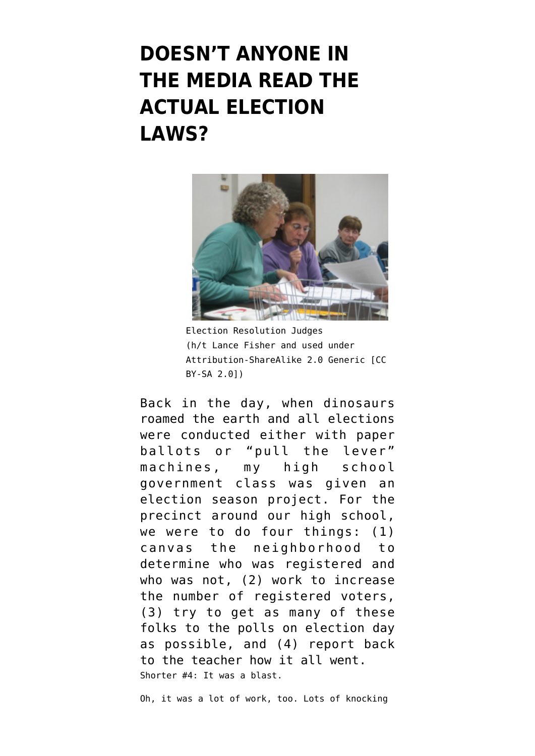# DOESN'T ANYONE IN THE MEDIA READ THE ACTUAL ELECTION LAWS?

Election Resolution Judges (h/t Lance Fisher and used under Attribution-ShareAlike 2.0 Generic [CC BY-SA 2.0])

Back in the day, when dinosaurs roamed the earth and all elections were conducted either with paper ballots or "pull the lever" machines, my high school government class was given an election season project. For the precinct around our high school, we were to do four things: (1) canvas the neighborhood to determine who was registered and who was not, (2) work to increase the number of registered voters, (3) try to get as many of these folks to the polls on election day as possible, and (4) report back to the teacher how it all went.

Shorter #4: It was a blast.

Oh, it was a lot of work, too. Lots of knocking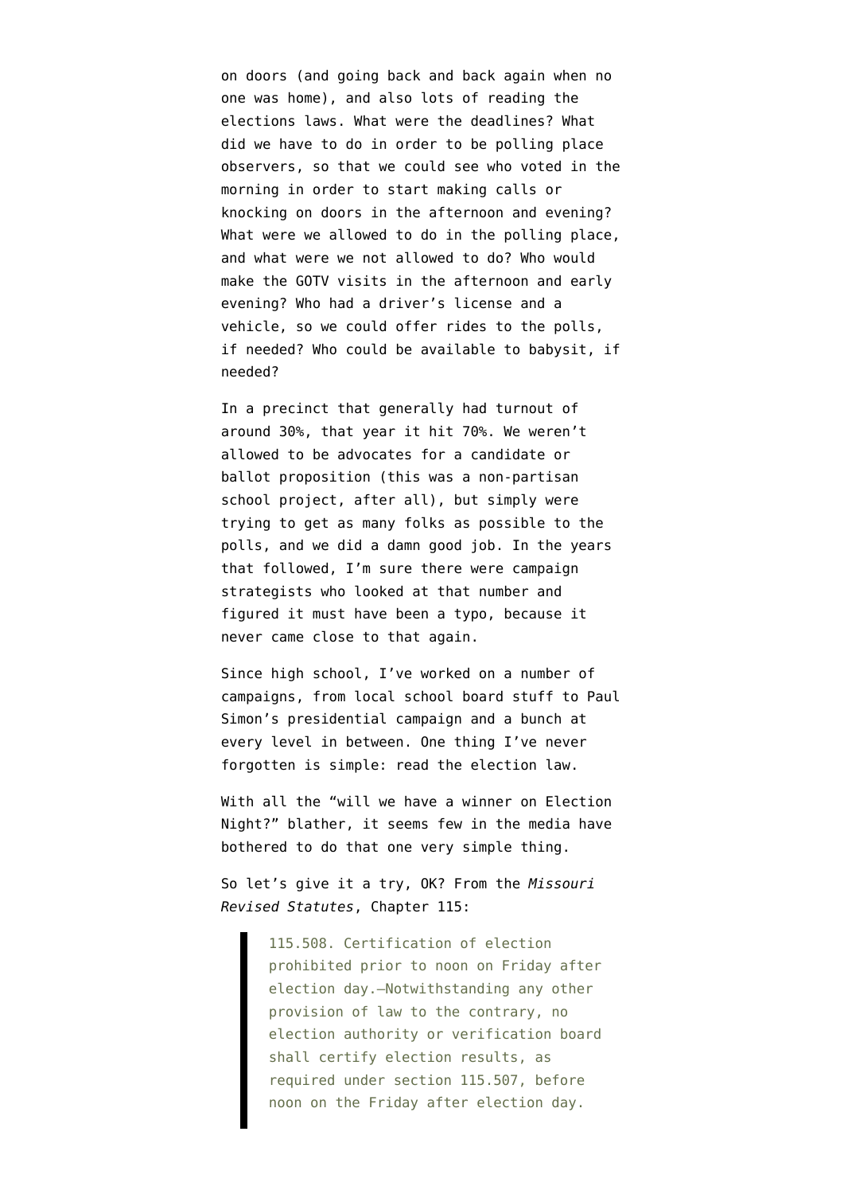on doors (and going back and back again when no one was home), and also lots of reading the elections laws. What were the deadlines? What did we have to do in order to be polling place observers, so that we could see who voted in the morning in order to start making calls or knocking on doors in the afternoon and evening? What were we allowed to do in the polling place, and what were we not allowed to do? Who would make the GOTV visits in the afternoon and early evening? Who had a driver's license and a vehicle, so we could offer rides to the polls, if needed? Who could be available to babysit, if needed?

In a precinct that generally had turnout of around 30%, that year it hit 70%. We weren't allowed to be advocates for a candidate or ballot proposition (this was a non-partisan school project, after all), but simply were trying to get as many folks as possible to the polls, and we did a damn good job. In the years that followed, I'm sure there were campaign strategists who looked at that number and figured it must have been a typo, because it never came close to that again.

Since high school, I've worked on a number of campaigns, from local school board stuff to Paul Simon's presidential campaign and a bunch at every level in between. One thing I've never forgotten is simple: read the election law.

With all the "will we have a winner on Election Night?" blather, it seems few in the media have bothered to do that one very simple thing.

So let's give it a try, OK? From the *Missouri Revised Statutes*, Chapter 115:

> 115.508. Certification of election prohibited prior to noon on Friday after election day.—Notwithstanding any other provision of law to the contrary, no election authority or verification board shall certify election results, as required under section 115.507, before noon on the Friday after election day.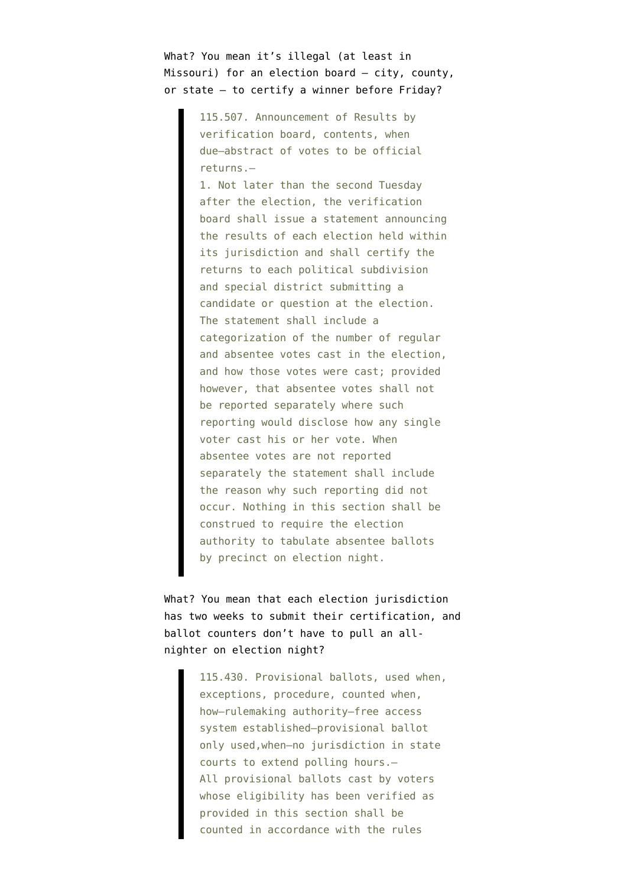What? You mean it's illegal (at least in Missouri) for an election board — city, county, or state — to certify a winner before Friday?

> 115.507. Announcement of Results by verification board, contents, when due—abstract of votes to be official returns.—
> 1. Not later than the second Tuesday after the election, the verification board shall issue a statement announcing the results of each election held within its jurisdiction and shall certify the returns to each political subdivision and special district submitting a candidate or question at the election. The statement shall include a categorization of the number of regular and absentee votes cast in the election, and how those votes were cast; provided however, that absentee votes shall not be reported separately where such reporting would disclose how any single voter cast his or her vote. When absentee votes are not reported separately the statement shall include the reason why such reporting did not occur. Nothing in this section shall be construed to require the election authority to tabulate absentee ballots by precinct on election night.

What? You mean that each election jurisdiction has two weeks to submit their certification, and ballot counters don't have to pull an all-nighter on election night?

> 115.430. Provisional ballots, used when, exceptions, procedure, counted when, how—rulemaking authority—free access system established—provisional ballot only used,when—no jurisdiction in state courts to extend polling hours.—
> All provisional ballots cast by voters whose eligibility has been verified as provided in this section shall be counted in accordance with the rules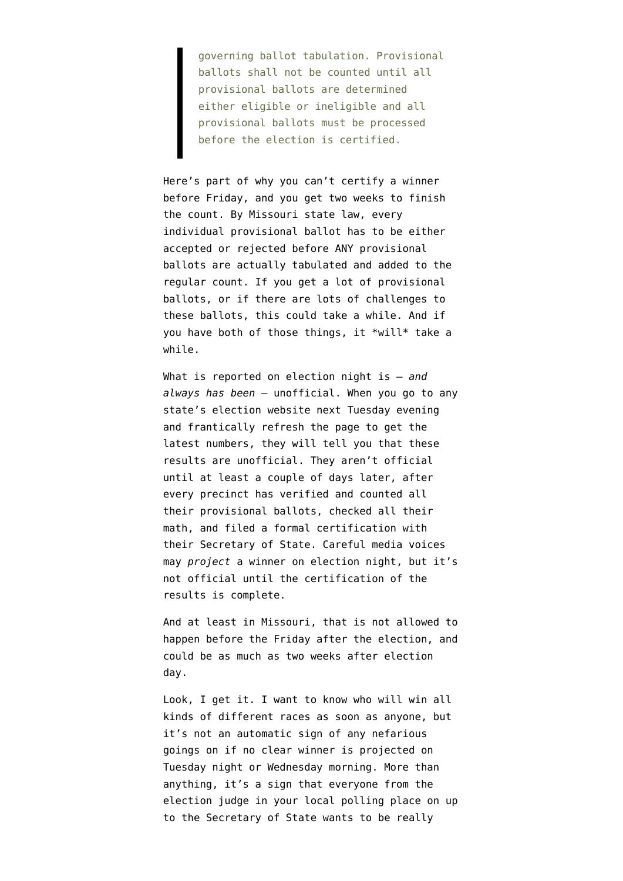> governing ballot tabulation. Provisional ballots shall not be counted until all provisional ballots are determined either eligible or ineligible and all provisional ballots must be processed before the election is certified.

Here's part of why you can't certify a winner before Friday, and you get two weeks to finish the count. By Missouri state law, every individual provisional ballot has to be either accepted or rejected before ANY provisional ballots are actually tabulated and added to the regular count. If you get a lot of provisional ballots, or if there are lots of challenges to these ballots, this could take a while. And if you have both of those things, it *will* take a while.

What is reported on election night is – *and always has been* – unofficial. When you go to any state's election website next Tuesday evening and frantically refresh the page to get the latest numbers, they will tell you that these results are unofficial. They aren't official until at least a couple of days later, after every precinct has verified and counted all their provisional ballots, checked all their math, and filed a formal certification with their Secretary of State. Careful media voices may *project* a winner on election night, but it's not official until the certification of the results is complete.

And at least in Missouri, that is not allowed to happen before the Friday after the election, and could be as much as two weeks after election day.

Look, I get it. I want to know who will win all kinds of different races as soon as anyone, but it's not an automatic sign of any nefarious goings on if no clear winner is projected on Tuesday night or Wednesday morning. More than anything, it's a sign that everyone from the election judge in your local polling place on up to the Secretary of State wants to be really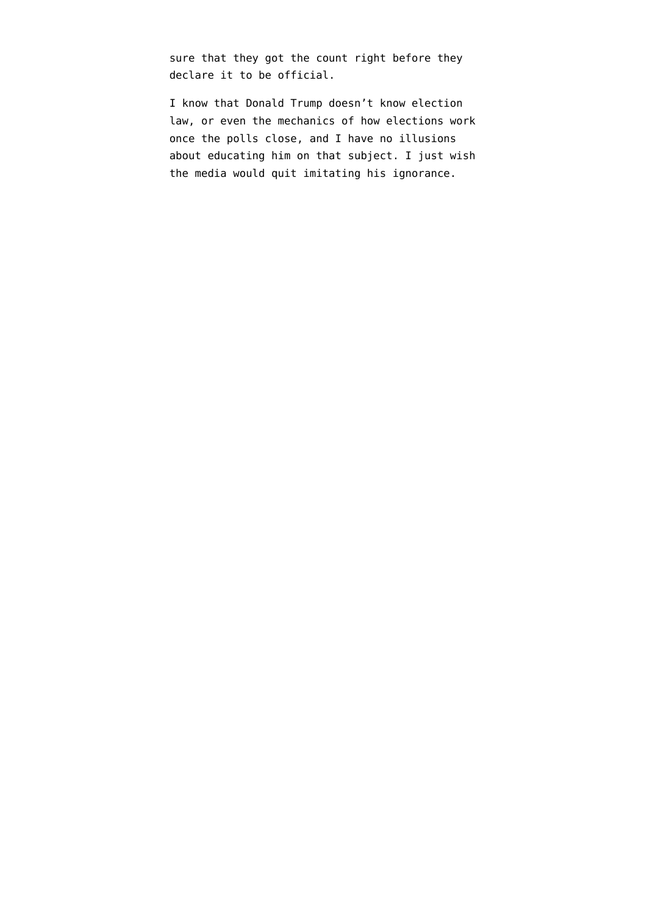sure that they got the count right before they declare it to be official.

I know that Donald Trump doesn’t know election law, or even the mechanics of how elections work once the polls close, and I have no illusions about educating him on that subject. I just wish the media would quit imitating his ignorance.